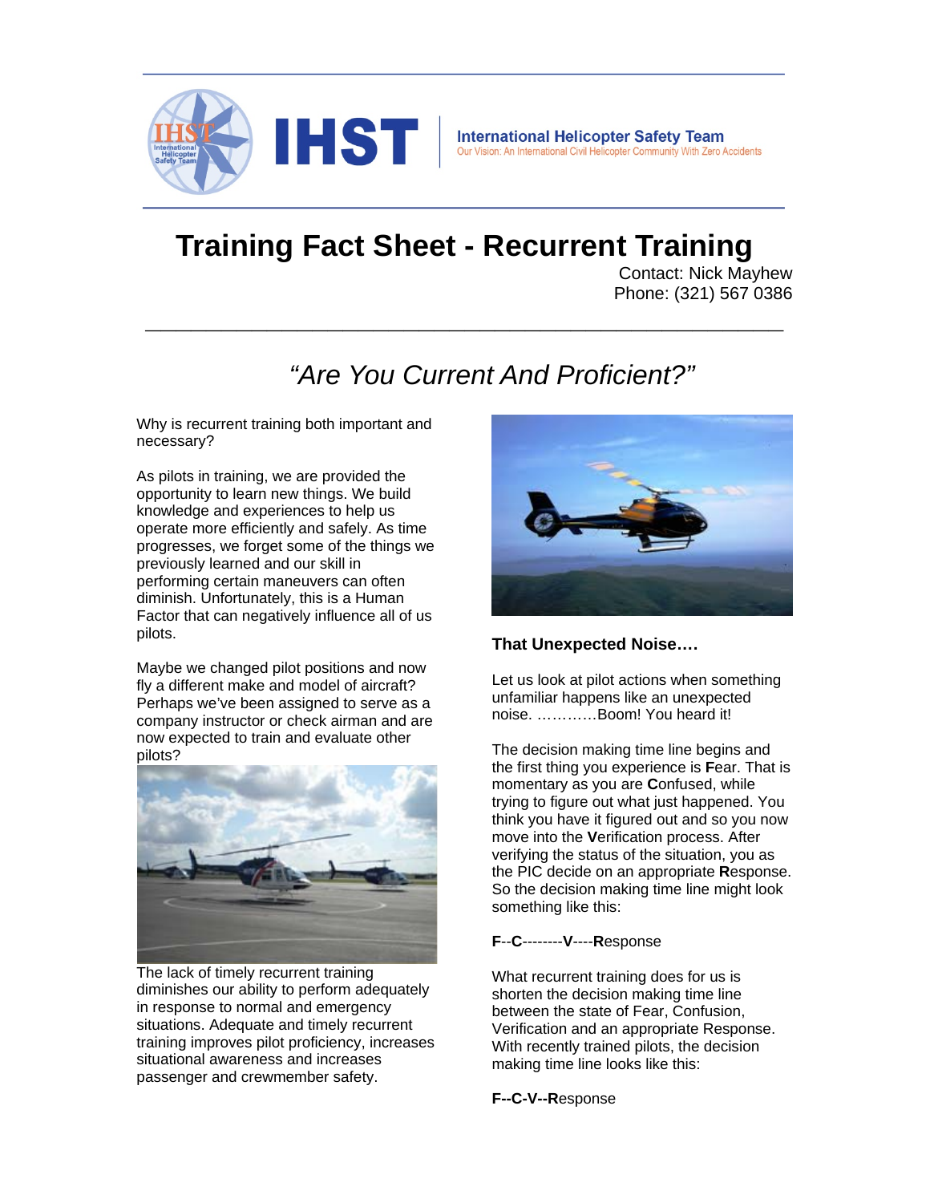IHST

International Helicopter Safety Team
Our Vision: An International Civil Helicopter Community With Zero Accidents

# Training Fact Sheet - Recurrent Training

Contact: Nick Mayhew
Phone: (321) 567 0386

## *"Are You Current And Proficient?"*

Why is recurrent training both important and necessary?

As pilots in training, we are provided the opportunity to learn new things. We build knowledge and experiences to help us operate more efficiently and safely. As time progresses, we forget some of the things we previously learned and our skill in performing certain maneuvers can often diminish. Unfortunately, this is a Human Factor that can negatively influence all of us pilots.

Maybe we changed pilot positions and now fly a different make and model of aircraft? Perhaps we've been assigned to serve as a company instructor or check airman and are now expected to train and evaluate other pilots?

The lack of timely recurrent training diminishes our ability to perform adequately in response to normal and emergency situations. Adequate and timely recurrent training improves pilot proficiency, increases situational awareness and increases passenger and crewmember safety.

### That Unexpected Noise….

Let us look at pilot actions when something unfamiliar happens like an unexpected noise. …………Boom! You heard it!

The decision making time line begins and the first thing you experience is **F**ear. That is momentary as you are **C**onfused, while trying to figure out what just happened. You think you have it figured out and so you now move into the **V**erification process. After verifying the status of the situation, you as the PIC decide on an appropriate **R**esponse. So the decision making time line might look something like this:

**F**--**C**--------**V**----**R**esponse

What recurrent training does for us is shorten the decision making time line between the state of Fear, Confusion, Verification and an appropriate Response. With recently trained pilots, the decision making time line looks like this:

**F--C-V--R**esponse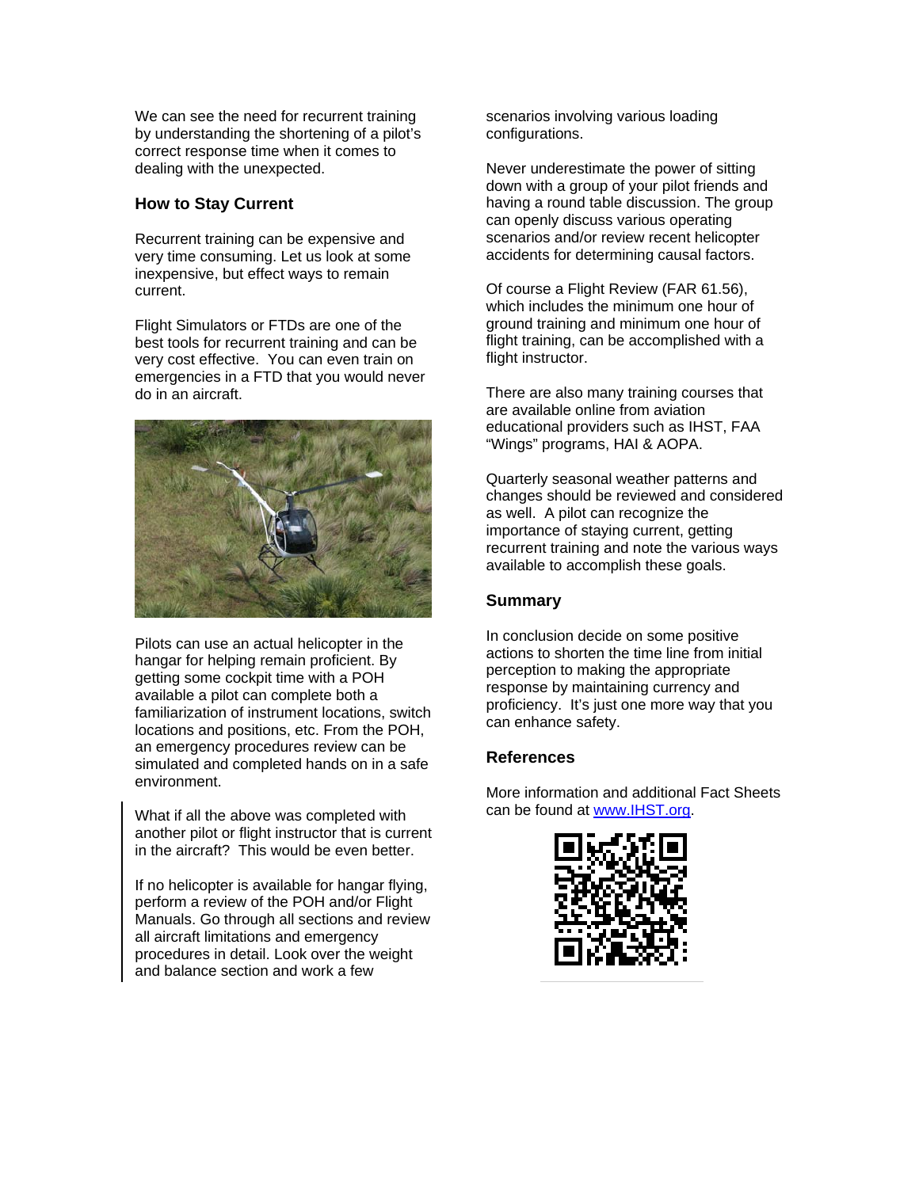We can see the need for recurrent training by understanding the shortening of a pilot's correct response time when it comes to dealing with the unexpected.

### How to Stay Current

Recurrent training can be expensive and very time consuming. Let us look at some inexpensive, but effect ways to remain current.

Flight Simulators or FTDs are one of the best tools for recurrent training and can be very cost effective. You can even train on emergencies in a FTD that you would never do in an aircraft.

Pilots can use an actual helicopter in the hangar for helping remain proficient. By getting some cockpit time with a POH available a pilot can complete both a familiarization of instrument locations, switch locations and positions, etc. From the POH, an emergency procedures review can be simulated and completed hands on in a safe environment.

What if all the above was completed with another pilot or flight instructor that is current in the aircraft? This would be even better.

If no helicopter is available for hangar flying, perform a review of the POH and/or Flight Manuals. Go through all sections and review all aircraft limitations and emergency procedures in detail. Look over the weight and balance section and work a few scenarios involving various loading configurations.

Never underestimate the power of sitting down with a group of your pilot friends and having a round table discussion. The group can openly discuss various operating scenarios and/or review recent helicopter accidents for determining causal factors.

Of course a Flight Review (FAR 61.56), which includes the minimum one hour of ground training and minimum one hour of flight training, can be accomplished with a flight instructor.

There are also many training courses that are available online from aviation educational providers such as IHST, FAA "Wings" programs, HAI & AOPA.

Quarterly seasonal weather patterns and changes should be reviewed and considered as well. A pilot can recognize the importance of staying current, getting recurrent training and note the various ways available to accomplish these goals.

### Summary

In conclusion decide on some positive actions to shorten the time line from initial perception to making the appropriate response by maintaining currency and proficiency. It's just one more way that you can enhance safety.

### References

More information and additional Fact Sheets can be found at [www.IHST.org](http://www.IHST.org).